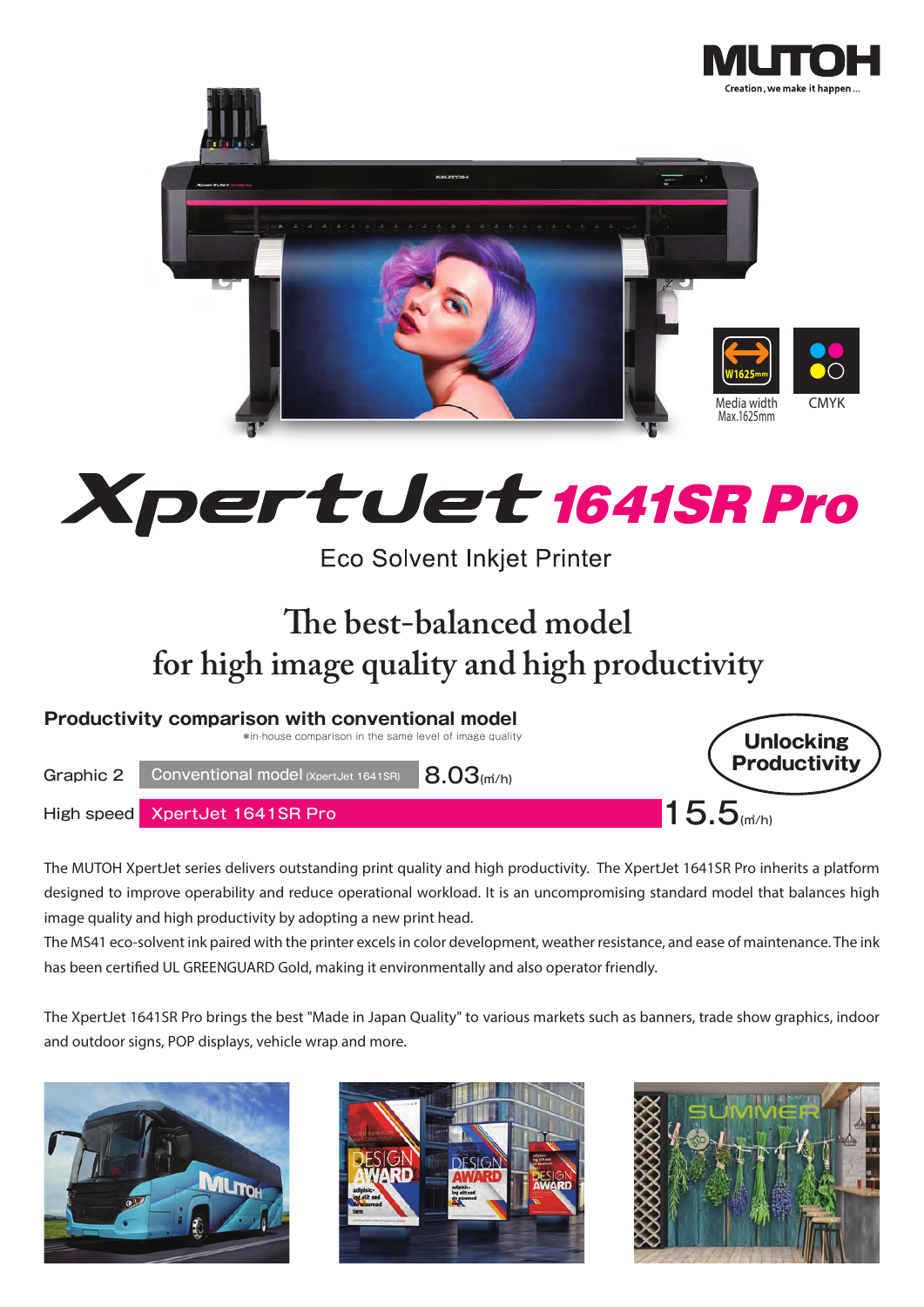MUTOH

Creation, we make it happen...

W1625mm Media width Max.1625mm

CMYK

# XpertJet 1641SR Pro

Eco Solvent Inkjet Printer

## The best-balanced model for high image quality and high productivity

**Productivity comparison with conventional model**

*in-house comparison in the same level of image quality

**Unlocking Productivity**

| Mode | Model | Productivity |
|---|---|---|
| Graphic 2 | Conventional model (XpertJet 1641SR) | 8.03 (㎡/h) |
| High speed | XpertJet 1641SR Pro | 15.5 (㎡/h) |

The MUTOH XpertJet series delivers outstanding print quality and high productivity. The XpertJet 1641SR Pro inherits a platform designed to improve operability and reduce operational workload. It is an uncompromising standard model that balances high image quality and high productivity by adopting a new print head.

The MS41 eco-solvent ink paired with the printer excels in color development, weather resistance, and ease of maintenance. The ink has been certified UL GREENGUARD Gold, making it environmentally and also operator friendly.

The XpertJet 1641SR Pro brings the best "Made in Japan Quality" to various markets such as banners, trade show graphics, indoor and outdoor signs, POP displays, vehicle wrap and more.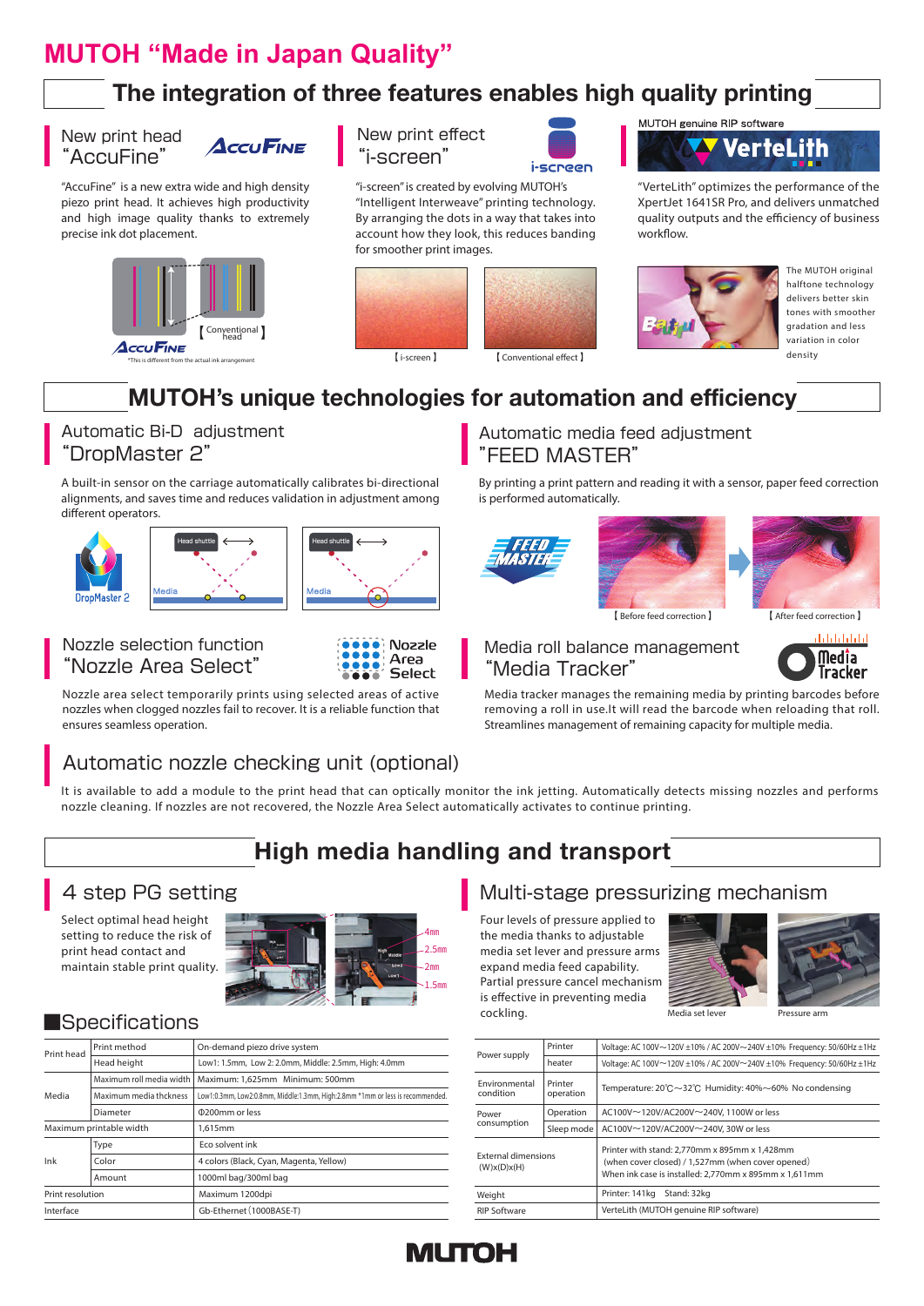# MUTOH "Made in Japan Quality"

## The integration of three features enables high quality printing

### New print head "AccuFine"

"AccuFine" is a new extra wide and high density piezo print head. It achieves high productivity and high image quality thanks to extremely precise ink dot placement.

【Conventional head】

AccuFine

*This is different from the actual ink arrangement

### New print effect "i-screen"

"i-screen" is created by evolving MUTOH's "Intelligent Interweave" printing technology. By arranging the dots in a way that takes into account how they look, this reduces banding for smoother print images.

【i-screen】 【Conventional effect】

### MUTOH genuine RIP software VerteLith

"VerteLith" optimizes the performance of the XpertJet 1641SR Pro, and delivers unmatched quality outputs and the efficiency of business workflow.

The MUTOH original halftone technology delivers better skin tones with smoother gradation and less variation in color density

## MUTOH's unique technologies for automation and efficiency

### Automatic Bi-D adjustment "DropMaster 2"

A built-in sensor on the carriage automatically calibrates bi-directional alignments, and saves time and reduces validation in adjustment among different operators.

DropMaster 2

Head shuttle / Media

### Automatic media feed adjustment "FEED MASTER"

By printing a print pattern and reading it with a sensor, paper feed correction is performed automatically.

【Before feed correction】 【After feed correction】

### Nozzle selection function "Nozzle Area Select"

Nozzle area select temporarily prints using selected areas of active nozzles when clogged nozzles fail to recover. It is a reliable function that ensures seamless operation.

### Media roll balance management "Media Tracker"

Media tracker manages the remaining media by printing barcodes before removing a roll in use.It will read the barcode when reloading that roll. Streamlines management of remaining capacity for multiple media.

### Automatic nozzle checking unit (optional)

It is available to add a module to the print head that can optically monitor the ink jetting. Automatically detects missing nozzles and performs nozzle cleaning. If nozzles are not recovered, the Nozzle Area Select automatically activates to continue printing.

## High media handling and transport

### 4 step PG setting

Select optimal head height setting to reduce the risk of print head contact and maintain stable print quality.

4mm / 2.5mm / 2mm / 1.5mm

### Multi-stage pressurizing mechanism

Four levels of pressure applied to the media thanks to adjustable media set lever and pressure arms expand media feed capability. Partial pressure cancel mechanism is effective in preventing media cockling.

Media set lever　Pressure arm

## Specifications

| | | |
|---|---|---|
| Print head | Print method | On-demand piezo drive system |
| | Head height | Low1: 1.5mm, Low 2: 2.0mm, Middle: 2.5mm, High: 4.0mm |
| Media | Maximum roll media width | Maximum: 1,625mm　Minimum: 500mm |
| | Maximum media thckness | Low1:0.3mm, Low2:0.8mm, Middle:1.3mm, High:2.8mm *1mm or less is recommended. |
| | Diameter | Φ200mm or less |
| Maximum printable width | | 1,615mm |
| Ink | Type | Eco solvent ink |
| | Color | 4 colors (Black, Cyan, Magenta, Yellow) |
| | Amount | 1000ml bag/300ml bag |
| Print resolution | | Maximum 1200dpi |
| Interface | | Gb-Ethernet (1000BASE-T) |

| | | |
|---|---|---|
| Power supply | Printer | Voltage: AC 100V～120V ±10% / AC 200V～240V ±10% Frequency: 50/60Hz ±1Hz |
| | heater | Voltage: AC 100V～120V ±10% / AC 200V～240V ±10% Frequency: 50/60Hz ±1Hz |
| Environmental condition | Printer operation | Temperature: 20℃～32℃ Humidity: 40%～60% No condensing |
| Power consumption | Operation | AC100V～120V/AC200V～240V, 1100W or less |
| | Sleep mode | AC100V～120V/AC200V～240V, 30W or less |
| External dimensions (W)x(D)x(H) | | Printer with stand: 2,770mm x 895mm x 1,428mm (when cover closed) / 1,527mm (when cover opened) When ink case is installed: 2,770mm x 895mm x 1,611mm |
| Weight | | Printer: 141kg　Stand: 32kg |
| RIP Software | | VerteLith (MUTOH genuine RIP software) |

MUTOH